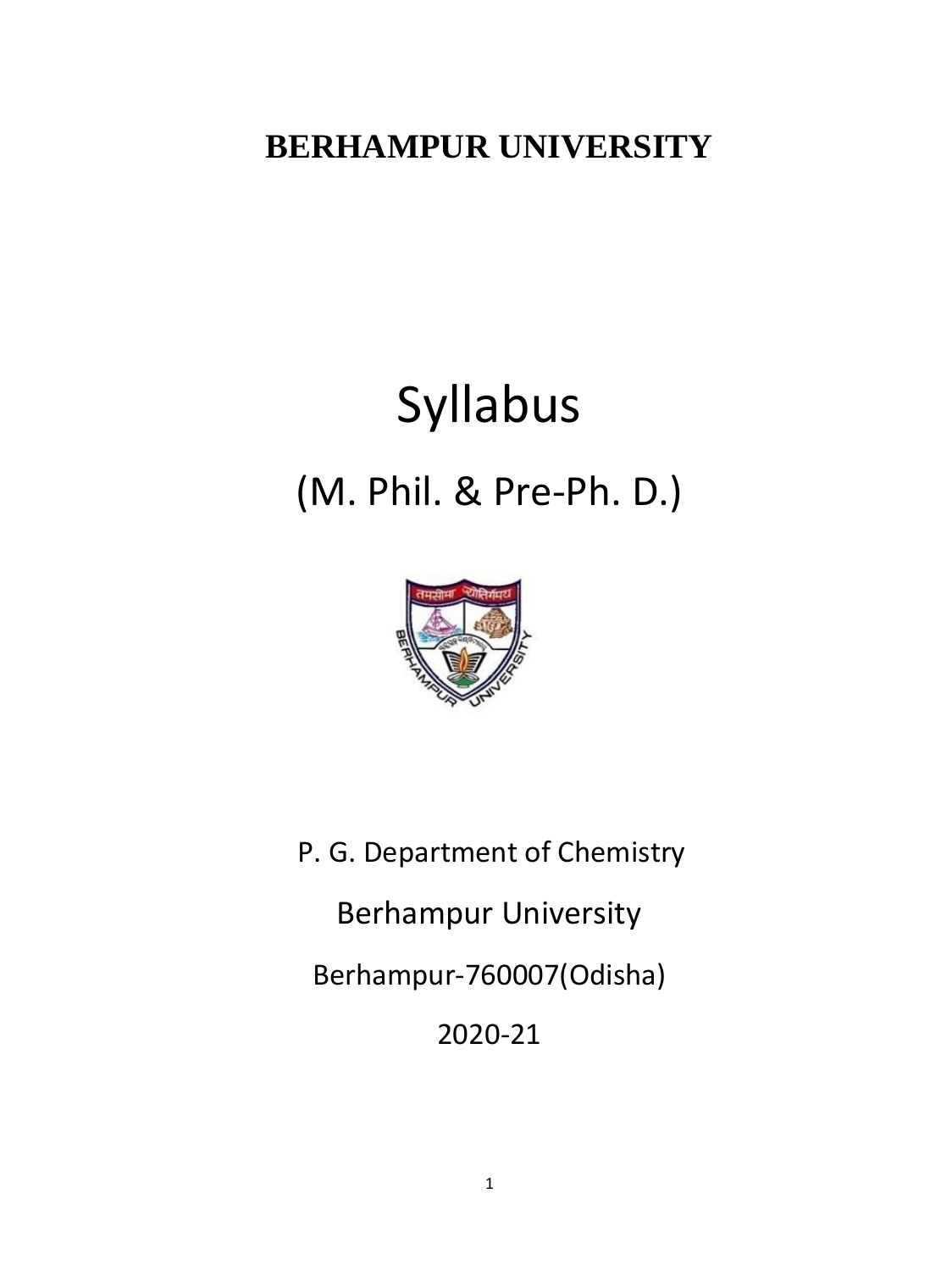# BERHAMPUR UNIVERSITY

# Syllabus

## (M. Phil. & Pre-Ph. D.)

P. G. Department of Chemistry

Berhampur University

Berhampur-760007(Odisha)

2020-21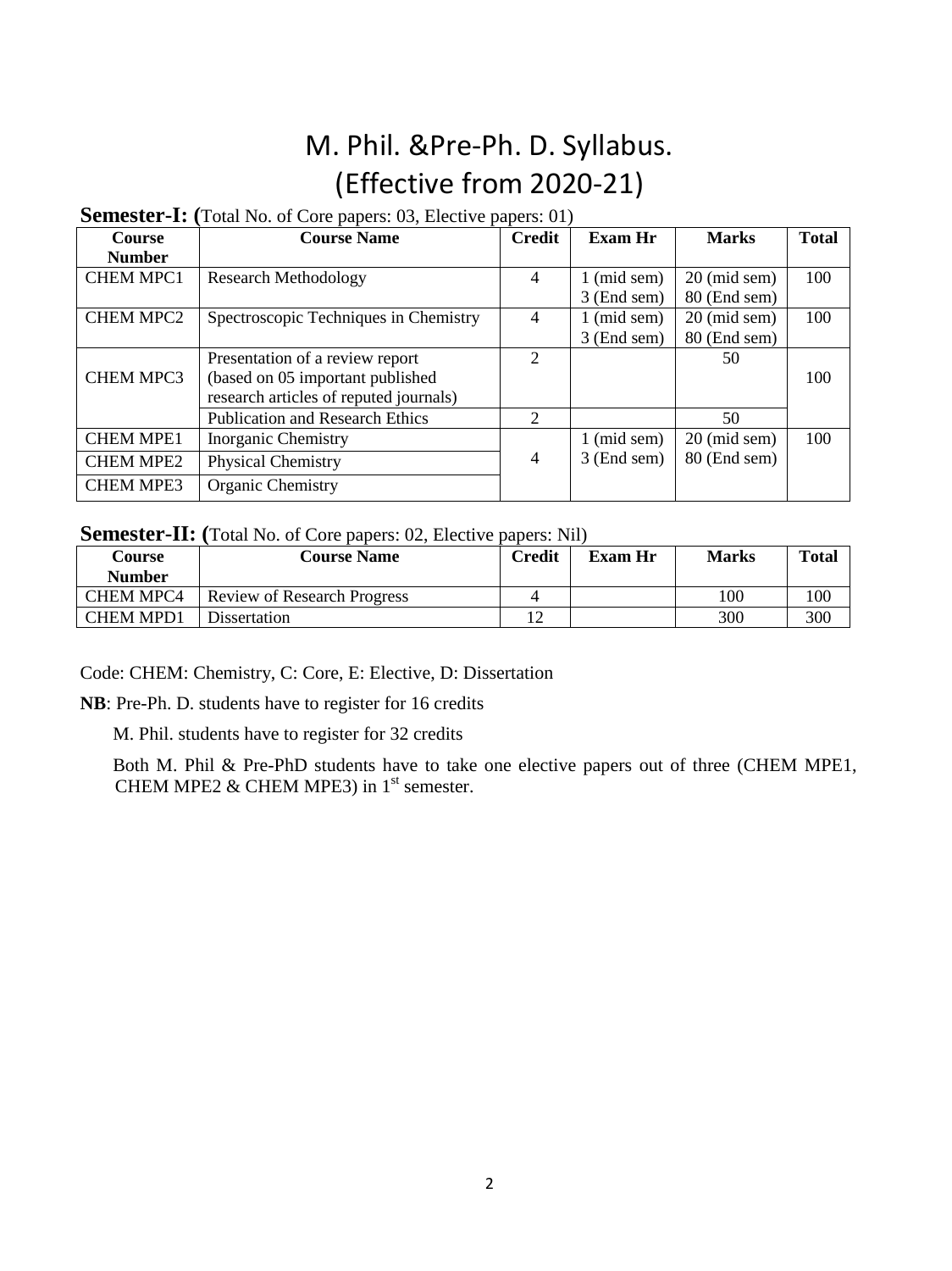# M. Phil. &Pre-Ph. D. Syllabus.
# (Effective from 2020-21)

**Semester-I: (**Total No. of Core papers: 03, Elective papers: 01)

| Course Number | Course Name | Credit | Exam Hr | Marks | Total |
|---|---|---|---|---|---|
| CHEM MPC1 | Research Methodology | 4 | 1 (mid sem)<br>3 (End sem) | 20 (mid sem)<br>80 (End sem) | 100 |
| CHEM MPC2 | Spectroscopic Techniques in Chemistry | 4 | 1 (mid sem)<br>3 (End sem) | 20 (mid sem)<br>80 (End sem) | 100 |
| CHEM MPC3 | Presentation of a review report (based on 05 important published research articles of reputed journals) | 2 | | 50 | 100 |
| | Publication and Research Ethics | 2 | | 50 | |
| CHEM MPE1 | Inorganic Chemistry | 4 | 1 (mid sem)<br>3 (End sem) | 20 (mid sem)<br>80 (End sem) | 100 |
| CHEM MPE2 | Physical Chemistry | | | | |
| CHEM MPE3 | Organic Chemistry | | | | |

**Semester-II: (**Total No. of Core papers: 02, Elective papers: Nil)

| Course Number | Course Name | Credit | Exam Hr | Marks | Total |
|---|---|---|---|---|---|
| CHEM MPC4 | Review of Research Progress | 4 | | 100 | 100 |
| CHEM MPD1 | Dissertation | 12 | | 300 | 300 |

Code: CHEM: Chemistry, C: Core, E: Elective, D: Dissertation

**NB**: Pre-Ph. D. students have to register for 16 credits

M. Phil. students have to register for 32 credits

Both M. Phil & Pre-PhD students have to take one elective papers out of three (CHEM MPE1, CHEM MPE2 & CHEM MPE3) in 1st semester.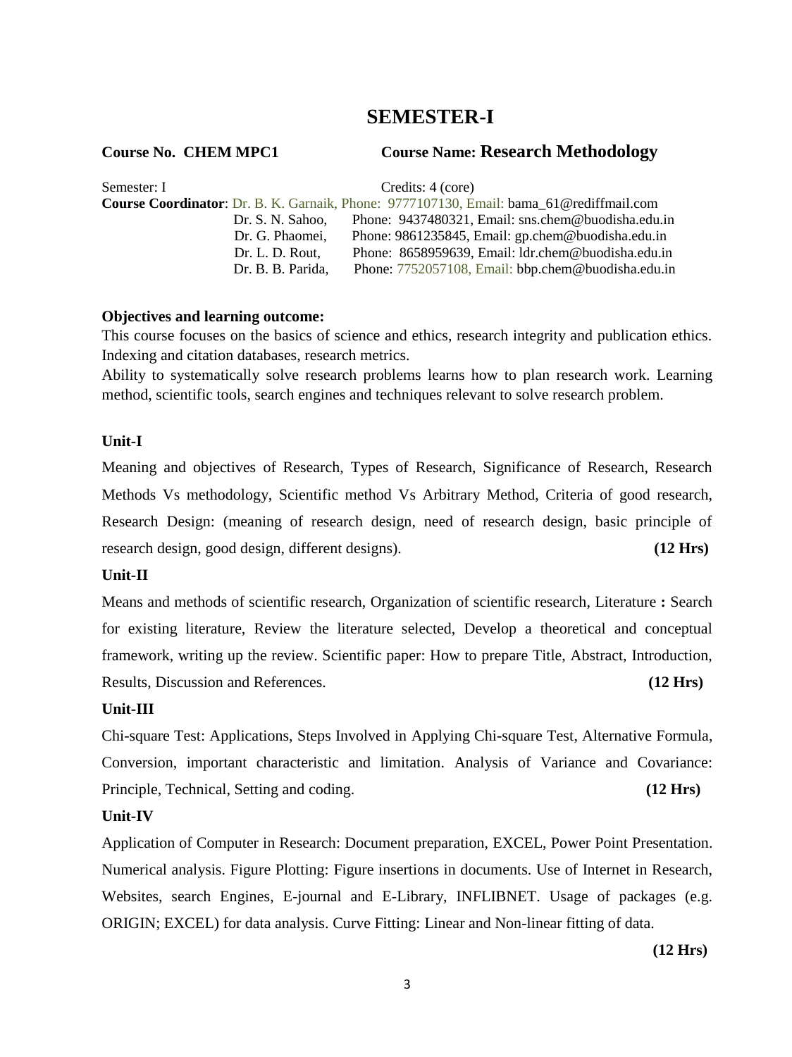# SEMESTER-I

**Course No. CHEM MPC1** **Course Name: Research Methodology**

Semester: I Credits: 4 (core)

**Course Coordinator**: Dr. B. K. Garnaik, Phone: 9777107130, Email: bama_61@rediffmail.com
Dr. S. N. Sahoo, Phone: 9437480321, Email: sns.chem@buodisha.edu.in
Dr. G. Phaomei, Phone: 9861235845, Email: gp.chem@buodisha.edu.in
Dr. L. D. Rout, Phone: 8658959639, Email: ldr.chem@buodisha.edu.in
Dr. B. B. Parida, Phone: 7752057108, Email: bbp.chem@buodisha.edu.in

**Objectives and learning outcome:**

This course focuses on the basics of science and ethics, research integrity and publication ethics. Indexing and citation databases, research metrics.

Ability to systematically solve research problems learns how to plan research work. Learning method, scientific tools, search engines and techniques relevant to solve research problem.

**Unit-I**

Meaning and objectives of Research, Types of Research, Significance of Research, Research Methods Vs methodology, Scientific method Vs Arbitrary Method, Criteria of good research, Research Design: (meaning of research design, need of research design, basic principle of research design, good design, different designs). **(12 Hrs)**

**Unit-II**

Means and methods of scientific research, Organization of scientific research, Literature **:** Search for existing literature, Review the literature selected, Develop a theoretical and conceptual framework, writing up the review. Scientific paper: How to prepare Title, Abstract, Introduction, Results, Discussion and References. **(12 Hrs)**

**Unit-III**

Chi-square Test: Applications, Steps Involved in Applying Chi-square Test, Alternative Formula, Conversion, important characteristic and limitation. Analysis of Variance and Covariance: Principle, Technical, Setting and coding. **(12 Hrs)**

**Unit-IV**

Application of Computer in Research: Document preparation, EXCEL, Power Point Presentation. Numerical analysis. Figure Plotting: Figure insertions in documents. Use of Internet in Research, Websites, search Engines, E-journal and E-Library, INFLIBNET. Usage of packages (e.g. ORIGIN; EXCEL) for data analysis. Curve Fitting: Linear and Non-linear fitting of data.

**(12 Hrs)**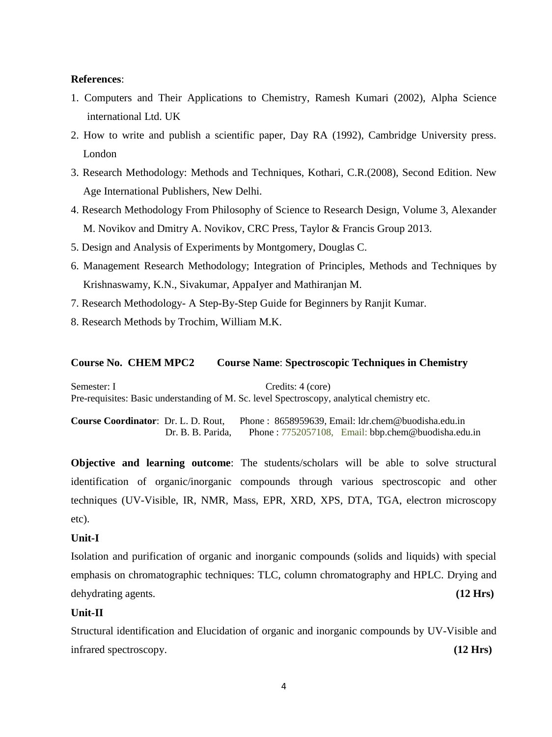**References**:

1. Computers and Their Applications to Chemistry, Ramesh Kumari (2002), Alpha Science international Ltd. UK
2. How to write and publish a scientific paper, Day RA (1992), Cambridge University press. London
3. Research Methodology: Methods and Techniques, Kothari, C.R.(2008), Second Edition. New Age International Publishers, New Delhi.
4. Research Methodology From Philosophy of Science to Research Design, Volume 3, Alexander M. Novikov and Dmitry A. Novikov, CRC Press, Taylor & Francis Group 2013.
5. Design and Analysis of Experiments by Montgomery, Douglas C.
6. Management Research Methodology; Integration of Principles, Methods and Techniques by Krishnaswamy, K.N., Sivakumar, AppaIyer and Mathiranjan M.
7. Research Methodology- A Step-By-Step Guide for Beginners by Ranjit Kumar.
8. Research Methods by Trochim, William M.K.

**Course No. CHEM MPC2** **Course Name**: **Spectroscopic Techniques in Chemistry**

Semester: I Credits: 4 (core)
Pre-requisites: Basic understanding of M. Sc. level Spectroscopy, analytical chemistry etc.

**Course Coordinator**: Dr. L. D. Rout, Phone : 8658959639, Email: ldr.chem@buodisha.edu.in
Dr. B. B. Parida, Phone : 7752057108, Email: bbp.chem@buodisha.edu.in

**Objective and learning outcome**: The students/scholars will be able to solve structural identification of organic/inorganic compounds through various spectroscopic and other techniques (UV-Visible, IR, NMR, Mass, EPR, XRD, XPS, DTA, TGA, electron microscopy etc).

**Unit-I**

Isolation and purification of organic and inorganic compounds (solids and liquids) with special emphasis on chromatographic techniques: TLC, column chromatography and HPLC. Drying and dehydrating agents. **(12 Hrs)**

**Unit-II**

Structural identification and Elucidation of organic and inorganic compounds by UV-Visible and infrared spectroscopy. **(12 Hrs)**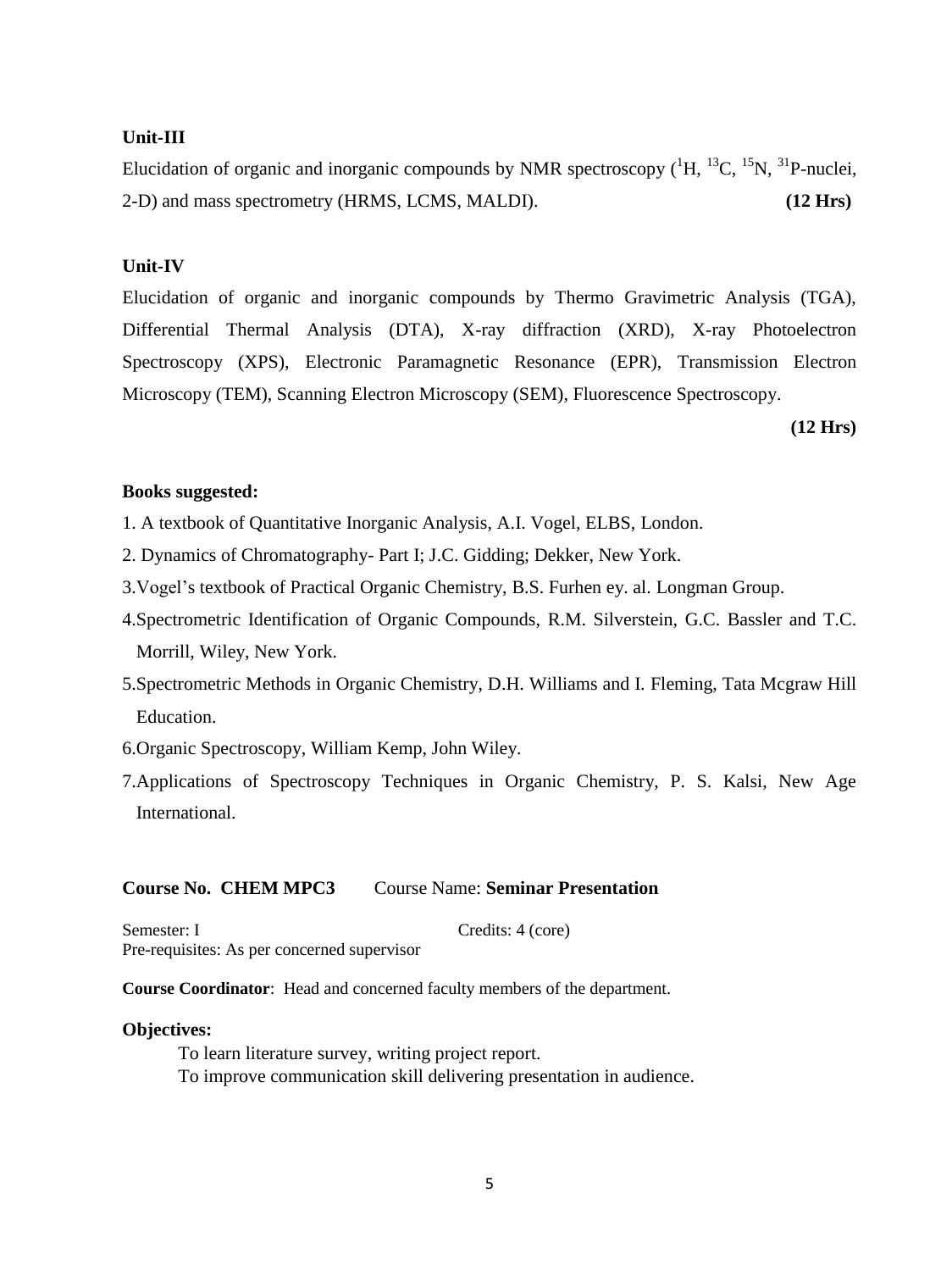**Unit-III**

Elucidation of organic and inorganic compounds by NMR spectroscopy ($^{1}H$, $^{13}C$, $^{15}N$, $^{31}P$-nuclei, 2-D) and mass spectrometry (HRMS, LCMS, MALDI). **(12 Hrs)**

**Unit-IV**

Elucidation of organic and inorganic compounds by Thermo Gravimetric Analysis (TGA), Differential Thermal Analysis (DTA), X-ray diffraction (XRD), X-ray Photoelectron Spectroscopy (XPS), Electronic Paramagnetic Resonance (EPR), Transmission Electron Microscopy (TEM), Scanning Electron Microscopy (SEM), Fluorescence Spectroscopy.

**(12 Hrs)**

**Books suggested:**

1. A textbook of Quantitative Inorganic Analysis, A.I. Vogel, ELBS, London.
2. Dynamics of Chromatography- Part I; J.C. Gidding; Dekker, New York.
3. Vogel's textbook of Practical Organic Chemistry, B.S. Furhen ey. al. Longman Group.
4. Spectrometric Identification of Organic Compounds, R.M. Silverstein, G.C. Bassler and T.C. Morrill, Wiley, New York.
5. Spectrometric Methods in Organic Chemistry, D.H. Williams and I. Fleming, Tata Mcgraw Hill Education.
6. Organic Spectroscopy, William Kemp, John Wiley.
7. Applications of Spectroscopy Techniques in Organic Chemistry, P. S. Kalsi, New Age International.

**Course No. CHEM MPC3** Course Name: **Seminar Presentation**

Semester: I Credits: 4 (core)
Pre-requisites: As per concerned supervisor

**Course Coordinator**: Head and concerned faculty members of the department.

**Objectives:**

To learn literature survey, writing project report.
To improve communication skill delivering presentation in audience.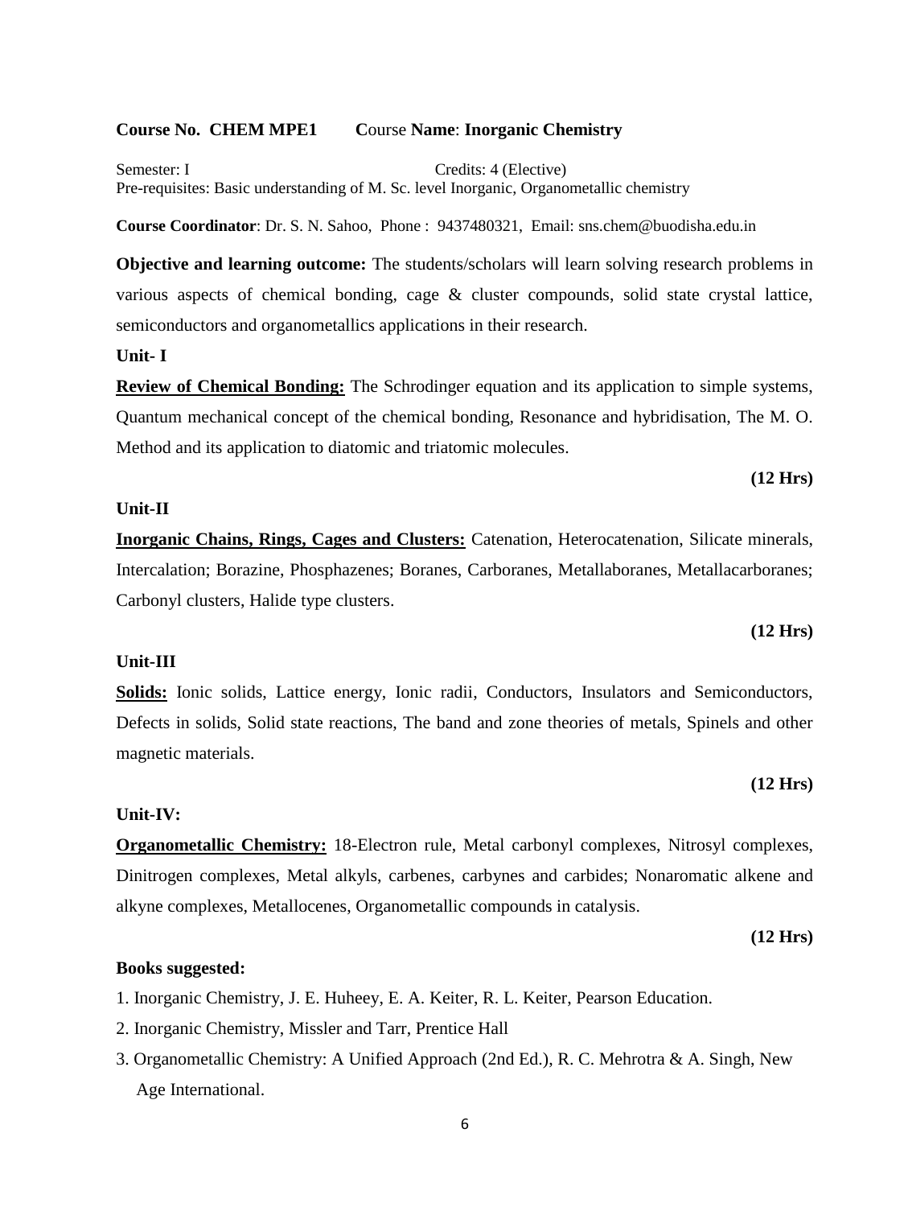**Course No. CHEM MPE1 Course Name: Inorganic Chemistry**

Semester: I Credits: 4 (Elective)
Pre-requisites: Basic understanding of M. Sc. level Inorganic, Organometallic chemistry

**Course Coordinator**: Dr. S. N. Sahoo, Phone : 9437480321, Email: sns.chem@buodisha.edu.in

**Objective and learning outcome:** The students/scholars will learn solving research problems in various aspects of chemical bonding, cage & cluster compounds, solid state crystal lattice, semiconductors and organometallics applications in their research.

**Unit- I**

**Review of Chemical Bonding:** The Schrodinger equation and its application to simple systems, Quantum mechanical concept of the chemical bonding, Resonance and hybridisation, The M. O. Method and its application to diatomic and triatomic molecules.

**(12 Hrs)**

**Unit-II**

**Inorganic Chains, Rings, Cages and Clusters:** Catenation, Heterocatenation, Silicate minerals, Intercalation; Borazine, Phosphazenes; Boranes, Carboranes, Metallaboranes, Metallacarboranes; Carbonyl clusters, Halide type clusters.

**(12 Hrs)**

**Unit-III**

**Solids:** Ionic solids, Lattice energy, Ionic radii, Conductors, Insulators and Semiconductors, Defects in solids, Solid state reactions, The band and zone theories of metals, Spinels and other magnetic materials.

**(12 Hrs)**

**Unit-IV:**

**Organometallic Chemistry:** 18-Electron rule, Metal carbonyl complexes, Nitrosyl complexes, Dinitrogen complexes, Metal alkyls, carbenes, carbynes and carbides; Nonaromatic alkene and alkyne complexes, Metallocenes, Organometallic compounds in catalysis.

**(12 Hrs)**

**Books suggested:**

1. Inorganic Chemistry, J. E. Huheey, E. A. Keiter, R. L. Keiter, Pearson Education.
2. Inorganic Chemistry, Missler and Tarr, Prentice Hall
3. Organometallic Chemistry: A Unified Approach (2nd Ed.), R. C. Mehrotra & A. Singh, New Age International.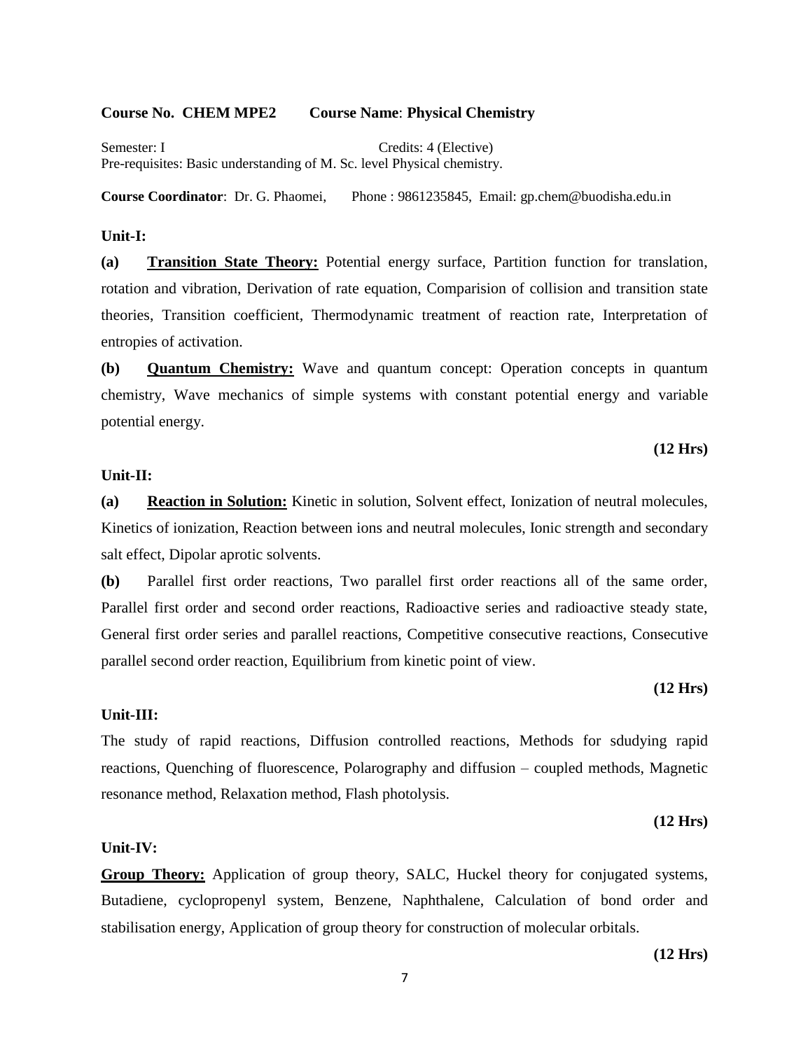**Course No. CHEM MPE2 Course Name: Physical Chemistry**

Semester: I Credits: 4 (Elective)
Pre-requisites: Basic understanding of M. Sc. level Physical chemistry.

**Course Coordinator**: Dr. G. Phaomei, Phone : 9861235845, Email: gp.chem@buodisha.edu.in

**Unit-I:**

**(a) Transition State Theory:** Potential energy surface, Partition function for translation, rotation and vibration, Derivation of rate equation, Comparision of collision and transition state theories, Transition coefficient, Thermodynamic treatment of reaction rate, Interpretation of entropies of activation.

**(b) Quantum Chemistry:** Wave and quantum concept: Operation concepts in quantum chemistry, Wave mechanics of simple systems with constant potential energy and variable potential energy.

**(12 Hrs)**

**Unit-II:**

**(a) Reaction in Solution:** Kinetic in solution, Solvent effect, Ionization of neutral molecules, Kinetics of ionization, Reaction between ions and neutral molecules, Ionic strength and secondary salt effect, Dipolar aprotic solvents.

**(b)** Parallel first order reactions, Two parallel first order reactions all of the same order, Parallel first order and second order reactions, Radioactive series and radioactive steady state, General first order series and parallel reactions, Competitive consecutive reactions, Consecutive parallel second order reaction, Equilibrium from kinetic point of view.

**(12 Hrs)**

**Unit-III:**

The study of rapid reactions, Diffusion controlled reactions, Methods for sdudying rapid reactions, Quenching of fluorescence, Polarography and diffusion – coupled methods, Magnetic resonance method, Relaxation method, Flash photolysis.

**(12 Hrs)**

**Unit-IV:**

**Group Theory:** Application of group theory, SALC, Huckel theory for conjugated systems, Butadiene, cyclopropenyl system, Benzene, Naphthalene, Calculation of bond order and stabilisation energy, Application of group theory for construction of molecular orbitals.

**(12 Hrs)**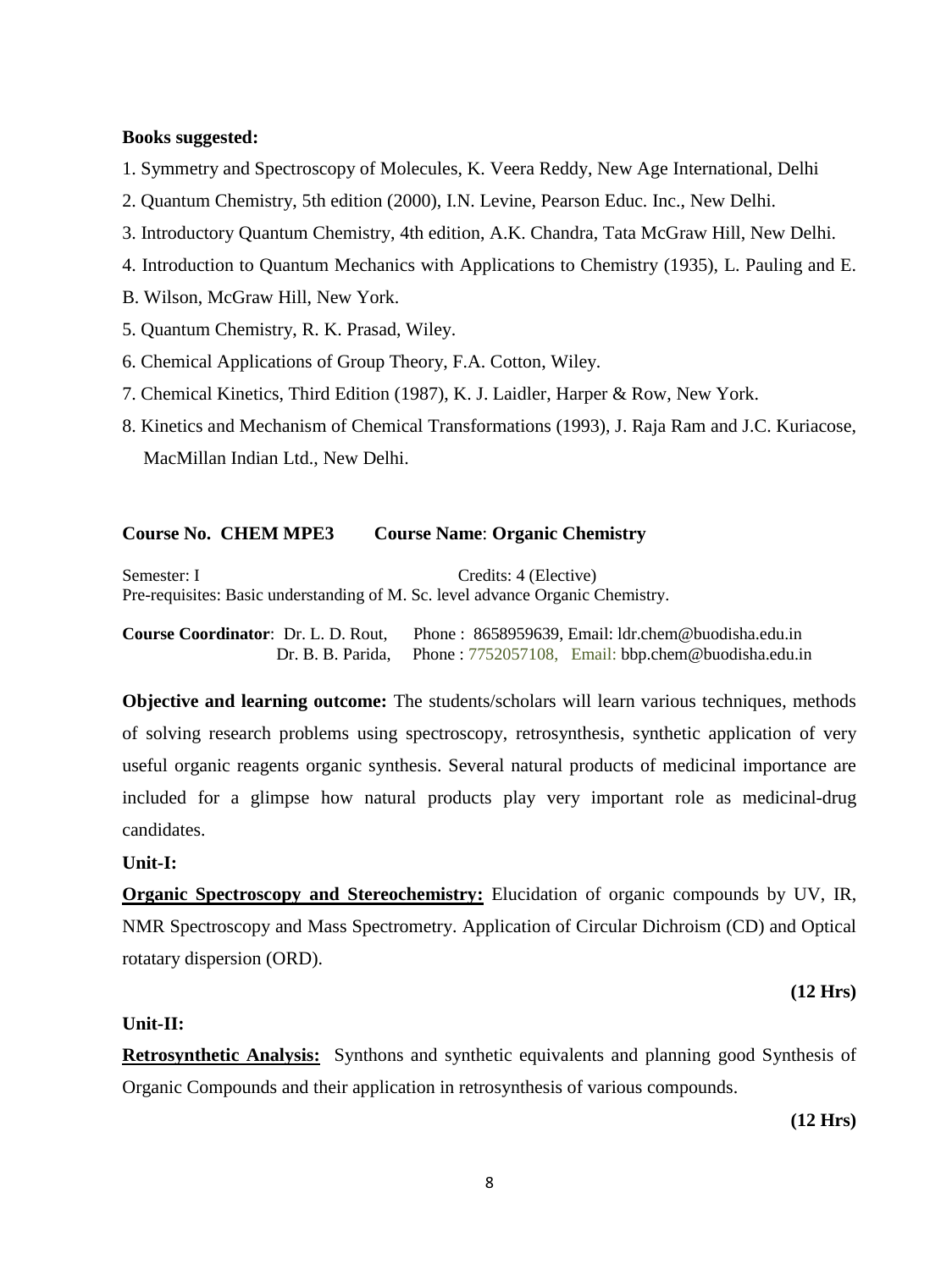**Books suggested:**

1. Symmetry and Spectroscopy of Molecules, K. Veera Reddy, New Age International, Delhi
2. Quantum Chemistry, 5th edition (2000), I.N. Levine, Pearson Educ. Inc., New Delhi.
3. Introductory Quantum Chemistry, 4th edition, A.K. Chandra, Tata McGraw Hill, New Delhi.
4. Introduction to Quantum Mechanics with Applications to Chemistry (1935), L. Pauling and E. B. Wilson, McGraw Hill, New York.
5. Quantum Chemistry, R. K. Prasad, Wiley.
6. Chemical Applications of Group Theory, F.A. Cotton, Wiley.
7. Chemical Kinetics, Third Edition (1987), K. J. Laidler, Harper & Row, New York.
8. Kinetics and Mechanism of Chemical Transformations (1993), J. Raja Ram and J.C. Kuriacose, MacMillan Indian Ltd., New Delhi.

**Course No. CHEM MPE3 Course Name**: **Organic Chemistry**

Semester: I Credits: 4 (Elective)
Pre-requisites: Basic understanding of M. Sc. level advance Organic Chemistry.

**Course Coordinator**: Dr. L. D. Rout, Phone : 8658959639, Email: ldr.chem@buodisha.edu.in
Dr. B. B. Parida, Phone : 7752057108, Email: bbp.chem@buodisha.edu.in

**Objective and learning outcome:** The students/scholars will learn various techniques, methods of solving research problems using spectroscopy, retrosynthesis, synthetic application of very useful organic reagents organic synthesis. Several natural products of medicinal importance are included for a glimpse how natural products play very important role as medicinal-drug candidates.

**Unit-I:**

**Organic Spectroscopy and Stereochemistry:** Elucidation of organic compounds by UV, IR, NMR Spectroscopy and Mass Spectrometry. Application of Circular Dichroism (CD) and Optical rotatary dispersion (ORD).

**(12 Hrs)**

**Unit-II:**

**Retrosynthetic Analysis:** Synthons and synthetic equivalents and planning good Synthesis of Organic Compounds and their application in retrosynthesis of various compounds.

**(12 Hrs)**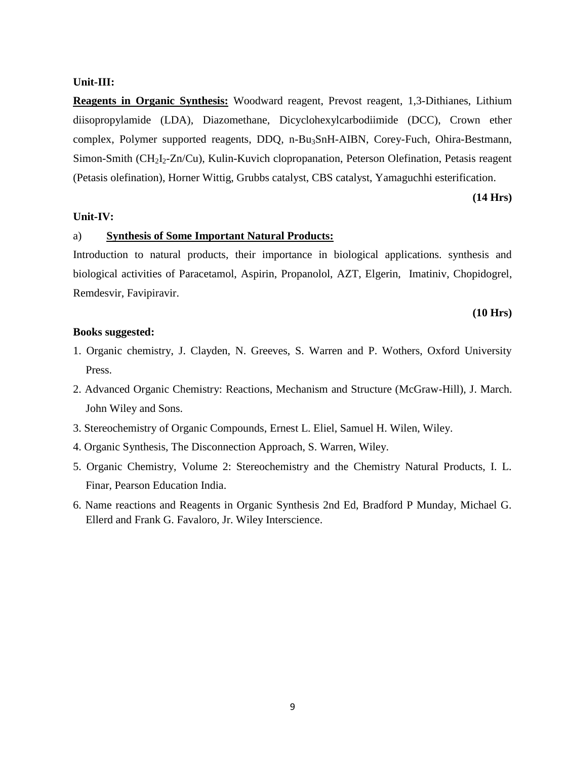**Unit-III:**

**Reagents in Organic Synthesis:** Woodward reagent, Prevost reagent, 1,3-Dithianes, Lithium diisopropylamide (LDA), Diazomethane, Dicyclohexylcarbodiimide (DCC), Crown ether complex, Polymer supported reagents, DDQ, n-$Bu_3SnH$-AIBN, Corey-Fuch, Ohira-Bestmann, Simon-Smith ($CH_2I_2$-Zn/Cu), Kulin-Kuvich clopropanation, Peterson Olefination, Petasis reagent (Petasis olefination), Horner Wittig, Grubbs catalyst, CBS catalyst, Yamaguchhi esterification.

**(14 Hrs)**

**Unit-IV:**

a) **Synthesis of Some Important Natural Products:**

Introduction to natural products, their importance in biological applications. synthesis and biological activities of Paracetamol, Aspirin, Propanolol, AZT, Elgerin, Imatiniv, Chopidogrel, Remdesvir, Favipiravir.

**(10 Hrs)**

**Books suggested:**

1. Organic chemistry, J. Clayden, N. Greeves, S. Warren and P. Wothers, Oxford University Press.
2. Advanced Organic Chemistry: Reactions, Mechanism and Structure (McGraw-Hill), J. March. John Wiley and Sons.
3. Stereochemistry of Organic Compounds, Ernest L. Eliel, Samuel H. Wilen, Wiley.
4. Organic Synthesis, The Disconnection Approach, S. Warren, Wiley.
5. Organic Chemistry, Volume 2: Stereochemistry and the Chemistry Natural Products, I. L. Finar, Pearson Education India.
6. Name reactions and Reagents in Organic Synthesis 2nd Ed, Bradford P Munday, Michael G. Ellerd and Frank G. Favaloro, Jr. Wiley Interscience.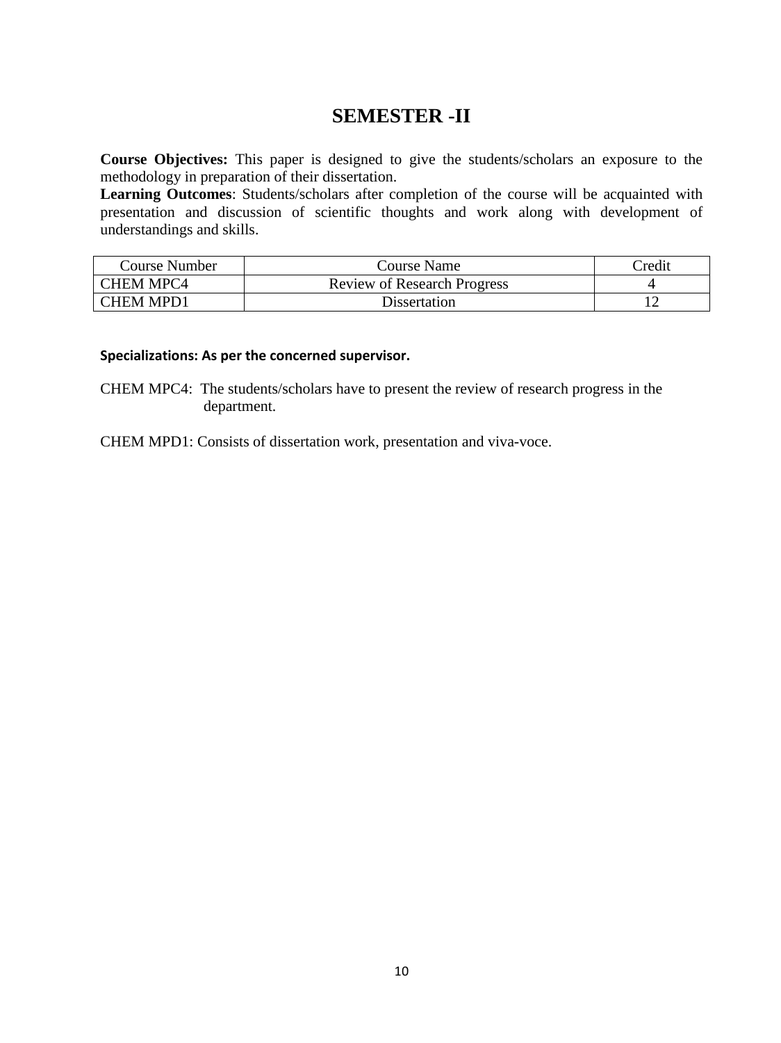# SEMESTER -II

**Course Objectives:** This paper is designed to give the students/scholars an exposure to the methodology in preparation of their dissertation.

**Learning Outcomes**: Students/scholars after completion of the course will be acquainted with presentation and discussion of scientific thoughts and work along with development of understandings and skills.

| Course Number | Course Name | Credit |
|---|---|---|
| CHEM MPC4 | Review of Research Progress | 4 |
| CHEM MPD1 | Dissertation | 12 |

**Specializations: As per the concerned supervisor.**

CHEM MPC4: The students/scholars have to present the review of research progress in the department.

CHEM MPD1: Consists of dissertation work, presentation and viva-voce.